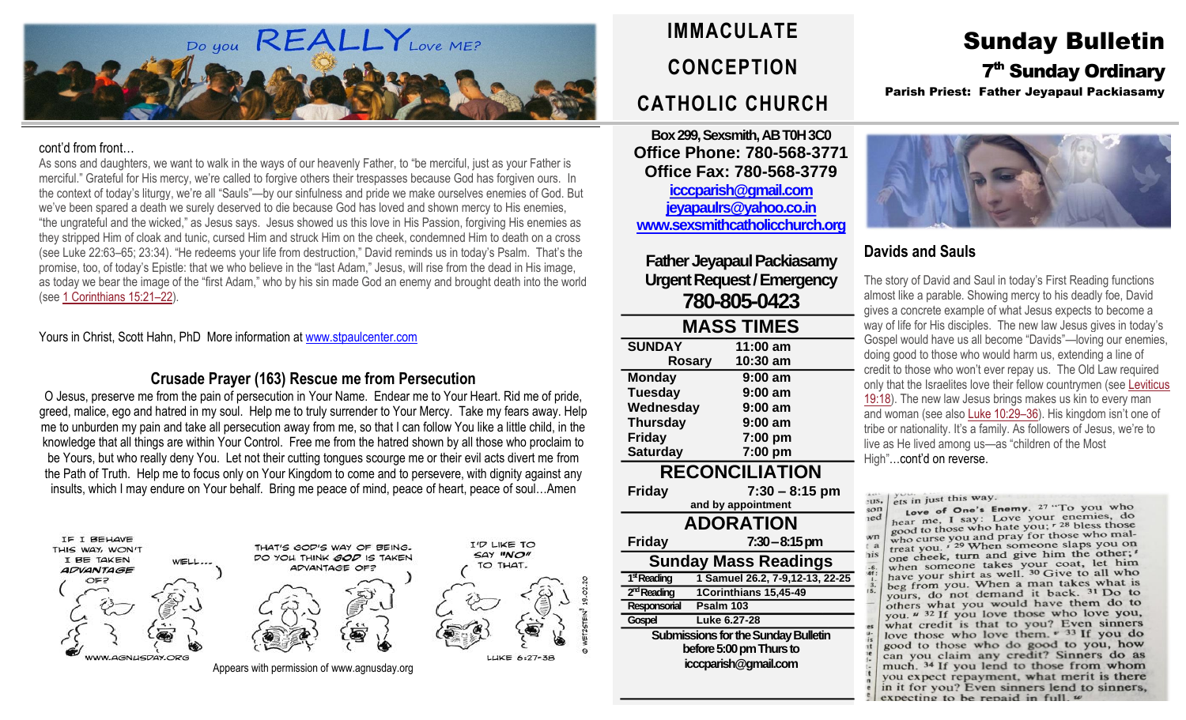# Sunday Bulletin

## 7th Sunday Ordinary

**Parish Priest: Father Jeyapaul Packiasamy**

# IMMACULATE CONCEPTION CATHOLIC CHURCH

Box 299, Sexsmith, AB T0H 3C0
**Office Phone: 780-568-3771**
**Office Fax: 780-568-3779**
icccparish@gmail.com
jeyapaulrs@yahoo.co.in
www.sexsmithcatholicchurch.org

**Father Jeyapaul Packiasamy**
**Urgent Request / Emergency**
**780-805-0423**

## MASS TIMES

| | |
|---|---|
| **SUNDAY** | **11:00 am** |
| **Rosary** | **10:30 am** |
| **Monday** | **9:00 am** |
| **Tuesday** | **9:00 am** |
| **Wednesday** | **9:00 am** |
| **Thursday** | **9:00 am** |
| **Friday** | **7:00 pm** |
| **Saturday** | **7:00 pm** |

## RECONCILIATION

**Friday** **7:30 – 8:15 pm**
and by appointment

## ADORATION

**Friday** **7:30 – 8:15 pm**

## Sunday Mass Readings

| | |
|---|---|
| 1st Reading | 1 Samuel 26.2, 7-9,12-13, 22-25 |
| 2nd Reading | 1Corinthians 15,45-49 |
| Responsorial | Psalm 103 |
| Gospel | Luke 6.27-28 |

Submissions for the Sunday Bulletin before 5:00 pm Thurs to icccparish@gmail.com

## Davids and Sauls

The story of David and Saul in today's First Reading functions almost like a parable. Showing mercy to his deadly foe, David gives a concrete example of what Jesus expects to become a way of life for His disciples. The new law Jesus gives in today's Gospel would have us all become "Davids"—loving our enemies, doing good to those who would harm us, extending a line of credit to those who won't ever repay us. The Old Law required only that the Israelites love their fellow countrymen (see Leviticus 19:18). The new law Jesus brings makes us kin to every man and woman (see also Luke 10:29–36). His kingdom isn't one of tribe or nationality. It's a family. As followers of Jesus, we're to live as He lived among us—as "children of the Most High"…cont'd on reverse.

ets in just this way.

**Love of One's Enemy.** [27] "To you who hear me, I say: Love your enemies, do good to those who hate you; [28] bless those who curse you and pray for those who maltreat you. [29] When someone slaps you on one cheek, turn and give him the other; when someone takes your coat, let him have your shirt as well. [30] Give to all who beg from you. When a man takes what is yours, do not demand it back. [31] Do to others what you would have them do to you. [32] If you love those who love you, what credit is that to you? Even sinners love those who love them. [33] If you do good to those who do good to you, how can you claim any credit? Sinners do as much. [34] If you lend to those from whom you expect repayment, what merit is there in it for you? Even sinners lend to sinners, expecting to be repaid in full.

cont'd from front…

As sons and daughters, we want to walk in the ways of our heavenly Father, to "be merciful, just as your Father is merciful." Grateful for His mercy, we're called to forgive others their trespasses because God has forgiven ours. In the context of today's liturgy, we're all "Sauls"—by our sinfulness and pride we make ourselves enemies of God. But we've been spared a death we surely deserved to die because God has loved and shown mercy to His enemies, "the ungrateful and the wicked," as Jesus says. Jesus showed us this love in His Passion, forgiving His enemies as they stripped Him of cloak and tunic, cursed Him and struck Him on the cheek, condemned Him to death on a cross (see Luke 22:63–65; 23:34). "He redeems your life from destruction," David reminds us in today's Psalm. That's the promise, too, of today's Epistle: that we who believe in the "last Adam," Jesus, will rise from the dead in His image, as today we bear the image of the "first Adam," who by his sin made God an enemy and brought death into the world (see 1 Corinthians 15:21–22).

Yours in Christ, Scott Hahn, PhD More information at www.stpaulcenter.com

## Crusade Prayer (163) Rescue me from Persecution

O Jesus, preserve me from the pain of persecution in Your Name. Endear me to Your Heart. Rid me of pride, greed, malice, ego and hatred in my soul. Help me to truly surrender to Your Mercy. Take my fears away. Help me to unburden my pain and take all persecution away from me, so that I can follow You like a little child, in the knowledge that all things are within Your Control. Free me from the hatred shown by all those who proclaim to be Yours, but who really deny You. Let not their cutting tongues scourge me or their evil acts divert me from the Path of Truth. Help me to focus only on Your Kingdom to come and to persevere, with dignity against any insults, which I may endure on Your behalf. Bring me peace of mind, peace of heart, peace of soul…Amen

Appears with permission of www.agnusday.org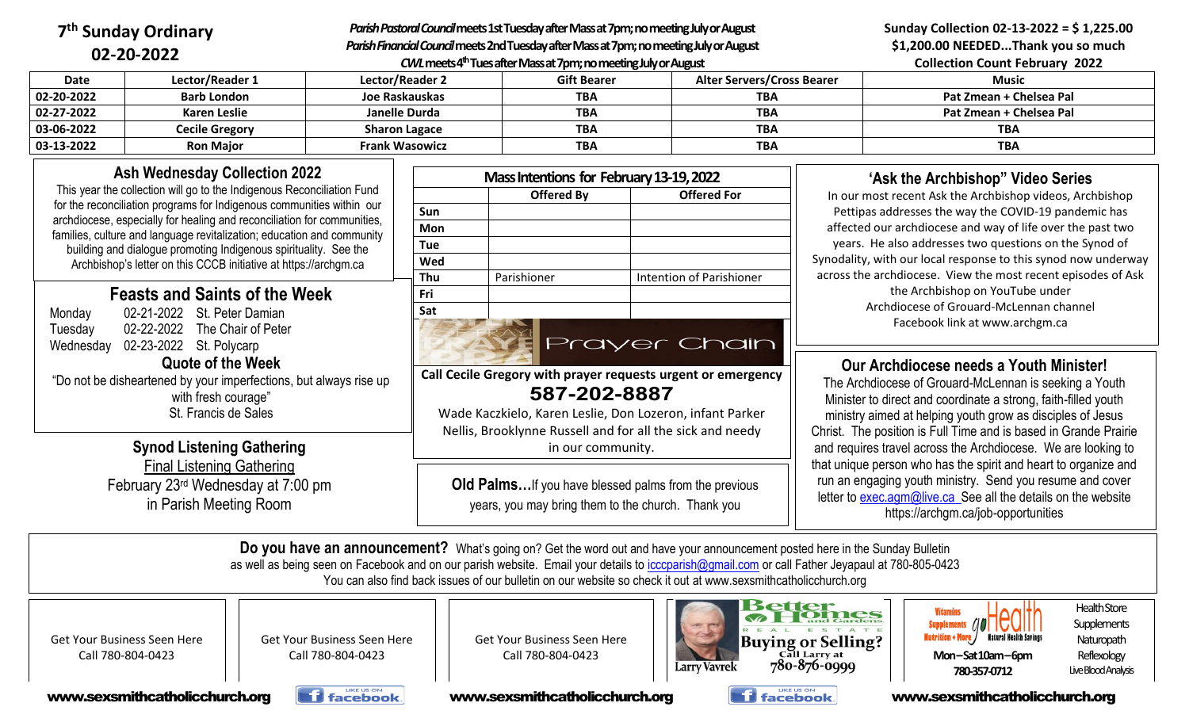# 7th Sunday Ordinary

**02-20-2022**

***Parish Pastoral Council* meets 1st Tuesday after Mass at 7pm; no meeting July or August**
***Parish Financial Council* meets 2nd Tuesday after Mass at 7pm; no meeting July or August**
***CWL* meets 4th Tues after Mass at 7pm; no meeting July or August**

**Sunday Collection 02-13-2022 = $ 1,225.00**
**$1,200.00 NEEDED...Thank you so much**
**Collection Count February 2022**

| Date | Lector/Reader 1 | Lector/Reader 2 | Gift Bearer | Alter Servers/Cross Bearer | Music |
|---|---|---|---|---|---|
| 02-20-2022 | Barb London | Joe Raskauskas | TBA | TBA | Pat Zmean + Chelsea Pal |
| 02-27-2022 | Karen Leslie | Janelle Durda | TBA | TBA | Pat Zmean + Chelsea Pal |
| 03-06-2022 | Cecile Gregory | Sharon Lagace | TBA | TBA | TBA |
| 03-13-2022 | Ron Major | Frank Wasowicz | TBA | TBA | TBA |

## Ash Wednesday Collection 2022

This year the collection will go to the Indigenous Reconciliation Fund for the reconciliation programs for Indigenous communities within our archdiocese, especially for healing and reconciliation for communities, families, culture and language revitalization; education and community building and dialogue promoting Indigenous spirituality. See the Archbishop's letter on this CCCB initiative at https://archgm.ca

## Feasts and Saints of the Week

Monday 02-21-2022 St. Peter Damian
Tuesday 02-22-2022 The Chair of Peter
Wednesday 02-23-2022 St. Polycarp

## Quote of the Week

"Do not be disheartened by your imperfections, but always rise up with fresh courage"
St. Francis de Sales

## Synod Listening Gathering

Final Listening Gathering
February 23rd Wednesday at 7:00 pm
in Parish Meeting Room

## Mass Intentions for February 13-19, 2022

| | Offered By | Offered For |
|---|---|---|
| Sun | | |
| Mon | | |
| Tue | | |
| Wed | | |
| Thu | Parishioner | Intention of Parishioner |
| Fri | | |
| Sat | | |

## Prayer Chain

**Call Cecile Gregory with prayer requests urgent or emergency**

**587-202-8887**

Wade Kaczkielo, Karen Leslie, Don Lozeron, infant Parker Nellis, Brooklynne Russell and for all the sick and needy in our community.

**Old Palms…**If you have blessed palms from the previous years, you may bring them to the church. Thank you

## 'Ask the Archbishop" Video Series

In our most recent Ask the Archbishop videos, Archbishop Pettipas addresses the way the COVID-19 pandemic has affected our archdiocese and way of life over the past two years. He also addresses two questions on the Synod of Synodality, with our local response to this synod now underway across the archdiocese. View the most recent episodes of Ask the Archbishop on YouTube under Archdiocese of Grouard-McLennan channel Facebook link at www.archgm.ca

## Our Archdiocese needs a Youth Minister!

The Archdiocese of Grouard-McLennan is seeking a Youth Minister to direct and coordinate a strong, faith-filled youth ministry aimed at helping youth grow as disciples of Jesus Christ. The position is Full Time and is based in Grande Prairie and requires travel across the Archdiocese. We are looking to that unique person who has the spirit and heart to organize and run an engaging youth ministry. Send you resume and cover letter to exec.agm@live.ca See all the details on the website https://archgm.ca/job-opportunities

**Do you have an announcement?** What's going on? Get the word out and have your announcement posted here in the Sunday Bulletin as well as being seen on Facebook and on our parish website. Email your details to icccparish@gmail.com or call Father Jeyapaul at 780-805-0423
You can also find back issues of our bulletin on our website so check it out at www.sexsmithcatholicchurch.org

Get Your Business Seen Here
Call 780-804-0423

Get Your Business Seen Here
Call 780-804-0423

Get Your Business Seen Here
Call 780-804-0423

Better Homes and Gardens Real Estate
Buying or Selling? Call Larry at 780-876-0999
Larry Vavrek

Vitamins Supplements Nutrition + More
Health Natural Health Savings
Mon – Sat 10am – 6pm
780-357-0712
Health Store, Supplements, Naturopath, Reflexology, Live Blood Analysis

www.sexsmithcatholicchurch.org | facebook | www.sexsmithcatholicchurch.org | facebook | www.sexsmithcatholicchurch.org